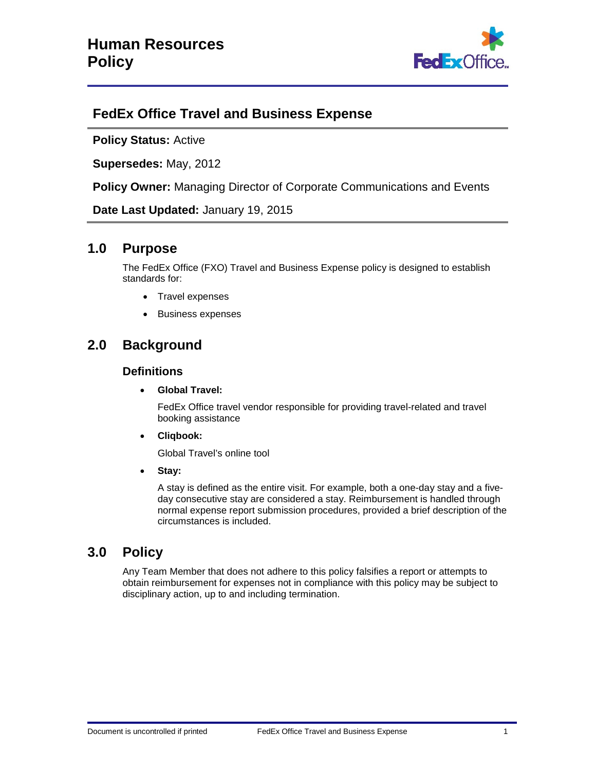# Human Resources Policy

## FedEx Office Travel and Business Expense

**Policy Status:** Active

**Supersedes:** May, 2012

**Policy Owner:** Managing Director of Corporate Communications and Events

**Date Last Updated:** January 19, 2015

## 1.0 Purpose

The FedEx Office (FXO) Travel and Business Expense policy is designed to establish standards for:

- Travel expenses
- Business expenses

## 2.0 Background

### Definitions

- **Global Travel:**

  FedEx Office travel vendor responsible for providing travel-related and travel booking assistance

- **Cliqbook:**

  Global Travel's online tool

- **Stay:**

  A stay is defined as the entire visit. For example, both a one-day stay and a five-day consecutive stay are considered a stay. Reimbursement is handled through normal expense report submission procedures, provided a brief description of the circumstances is included.

## 3.0 Policy

Any Team Member that does not adhere to this policy falsifies a report or attempts to obtain reimbursement for expenses not in compliance with this policy may be subject to disciplinary action, up to and including termination.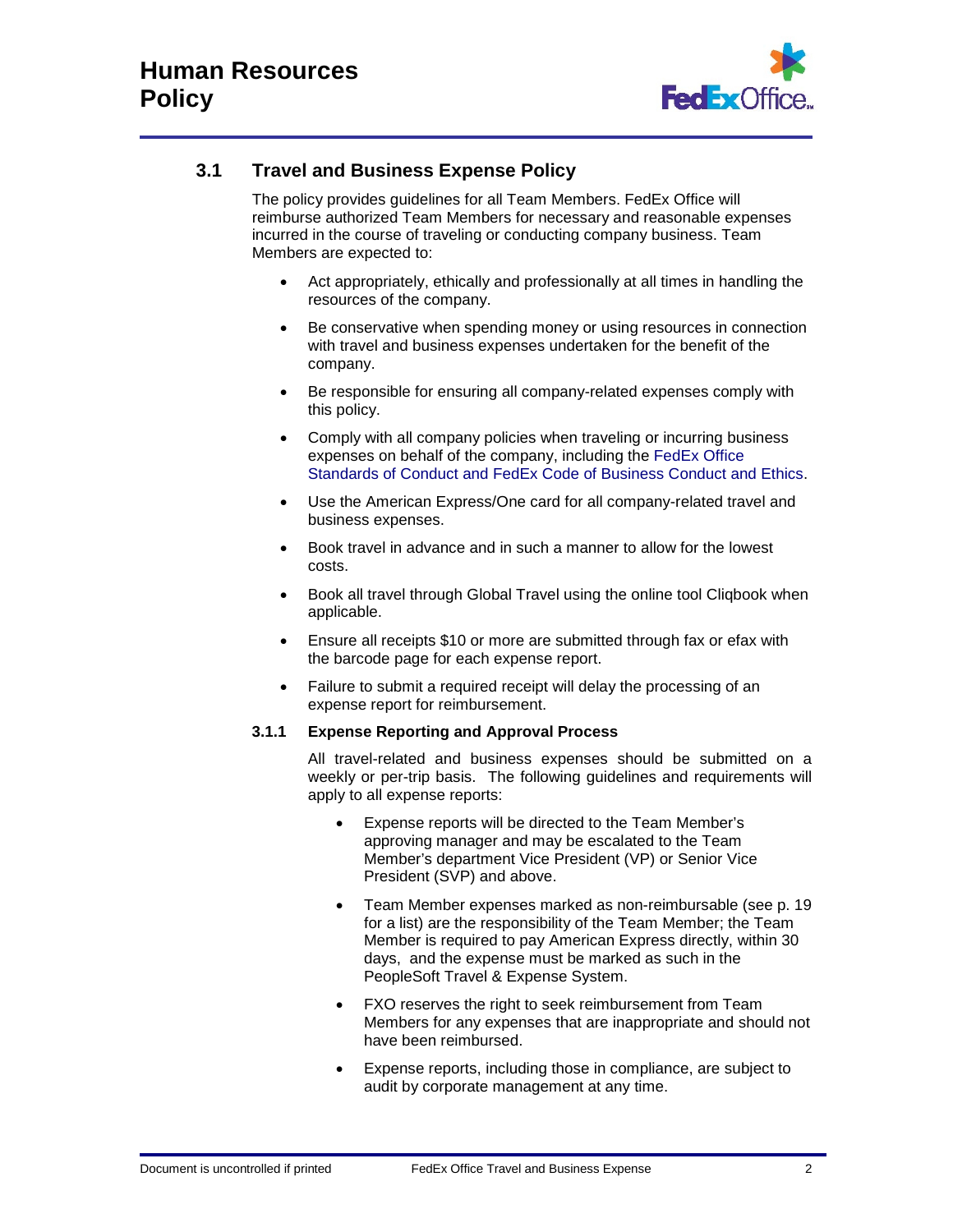## 3.1 Travel and Business Expense Policy

The policy provides guidelines for all Team Members. FedEx Office will reimburse authorized Team Members for necessary and reasonable expenses incurred in the course of traveling or conducting company business. Team Members are expected to:

- Act appropriately, ethically and professionally at all times in handling the resources of the company.
- Be conservative when spending money or using resources in connection with travel and business expenses undertaken for the benefit of the company.
- Be responsible for ensuring all company-related expenses comply with this policy.
- Comply with all company policies when traveling or incurring business expenses on behalf of the company, including the FedEx Office Standards of Conduct and FedEx Code of Business Conduct and Ethics.
- Use the American Express/One card for all company-related travel and business expenses.
- Book travel in advance and in such a manner to allow for the lowest costs.
- Book all travel through Global Travel using the online tool Cliqbook when applicable.
- Ensure all receipts $10 or more are submitted through fax or efax with the barcode page for each expense report.
- Failure to submit a required receipt will delay the processing of an expense report for reimbursement.

### 3.1.1 Expense Reporting and Approval Process

All travel-related and business expenses should be submitted on a weekly or per-trip basis. The following guidelines and requirements will apply to all expense reports:

- Expense reports will be directed to the Team Member's approving manager and may be escalated to the Team Member's department Vice President (VP) or Senior Vice President (SVP) and above.
- Team Member expenses marked as non-reimbursable (see p. 19 for a list) are the responsibility of the Team Member; the Team Member is required to pay American Express directly, within 30 days, and the expense must be marked as such in the PeopleSoft Travel & Expense System.
- FXO reserves the right to seek reimbursement from Team Members for any expenses that are inappropriate and should not have been reimbursed.
- Expense reports, including those in compliance, are subject to audit by corporate management at any time.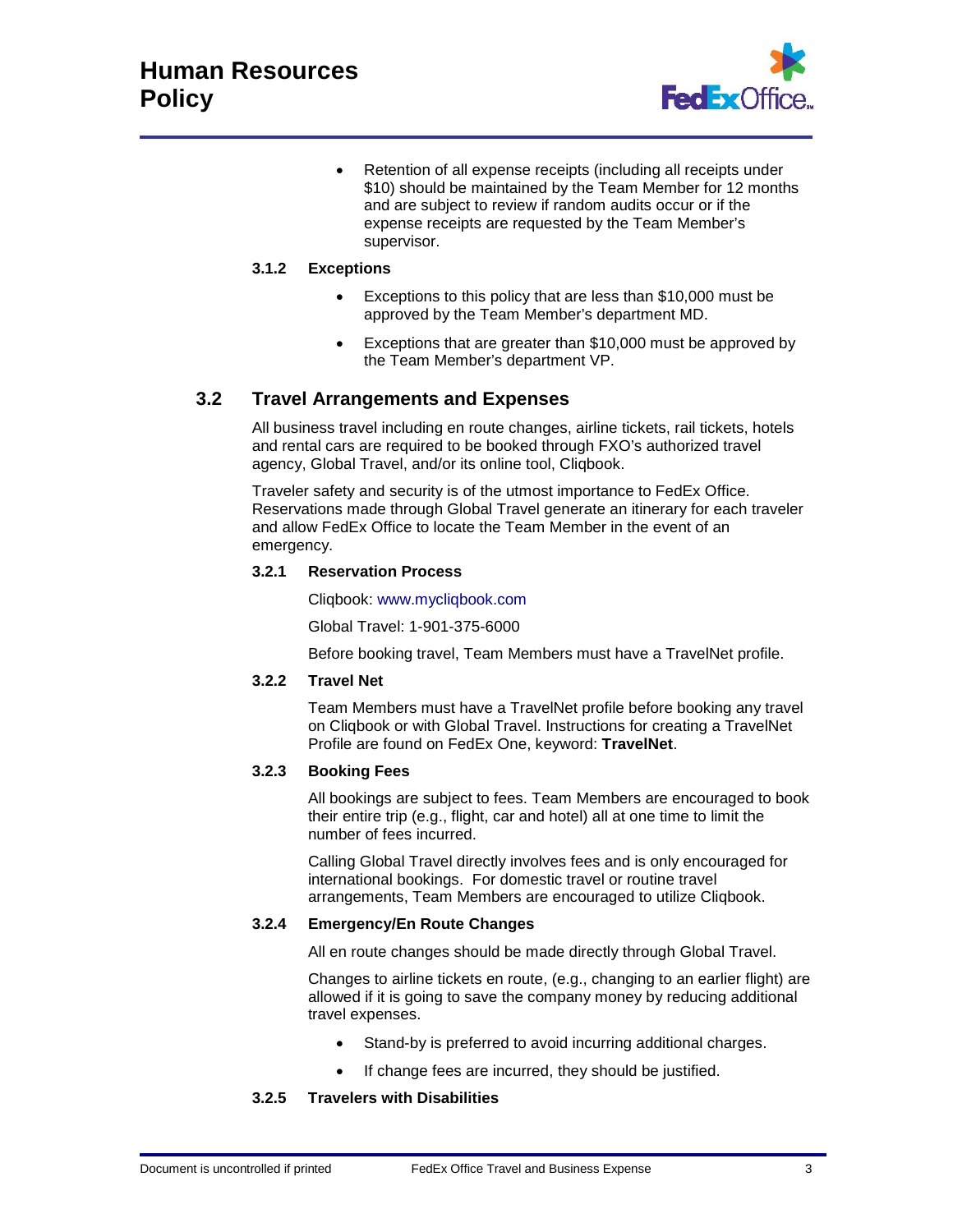- Retention of all expense receipts (including all receipts under $10) should be maintained by the Team Member for 12 months and are subject to review if random audits occur or if the expense receipts are requested by the Team Member's supervisor.

### 3.1.2 Exceptions

- Exceptions to this policy that are less than $10,000 must be approved by the Team Member's department MD.
- Exceptions that are greater than $10,000 must be approved by the Team Member's department VP.

## 3.2 Travel Arrangements and Expenses

All business travel including en route changes, airline tickets, rail tickets, hotels and rental cars are required to be booked through FXO's authorized travel agency, Global Travel, and/or its online tool, Cliqbook.

Traveler safety and security is of the utmost importance to FedEx Office. Reservations made through Global Travel generate an itinerary for each traveler and allow FedEx Office to locate the Team Member in the event of an emergency.

### 3.2.1 Reservation Process

Cliqbook: www.mycliqbook.com

Global Travel: 1-901-375-6000

Before booking travel, Team Members must have a TravelNet profile.

### 3.2.2 Travel Net

Team Members must have a TravelNet profile before booking any travel on Cliqbook or with Global Travel. Instructions for creating a TravelNet Profile are found on FedEx One, keyword: **TravelNet**.

### 3.2.3 Booking Fees

All bookings are subject to fees. Team Members are encouraged to book their entire trip (e.g., flight, car and hotel) all at one time to limit the number of fees incurred.

Calling Global Travel directly involves fees and is only encouraged for international bookings. For domestic travel or routine travel arrangements, Team Members are encouraged to utilize Cliqbook.

### 3.2.4 Emergency/En Route Changes

All en route changes should be made directly through Global Travel.

Changes to airline tickets en route, (e.g., changing to an earlier flight) are allowed if it is going to save the company money by reducing additional travel expenses.

- Stand-by is preferred to avoid incurring additional charges.
- If change fees are incurred, they should be justified.

### 3.2.5 Travelers with Disabilities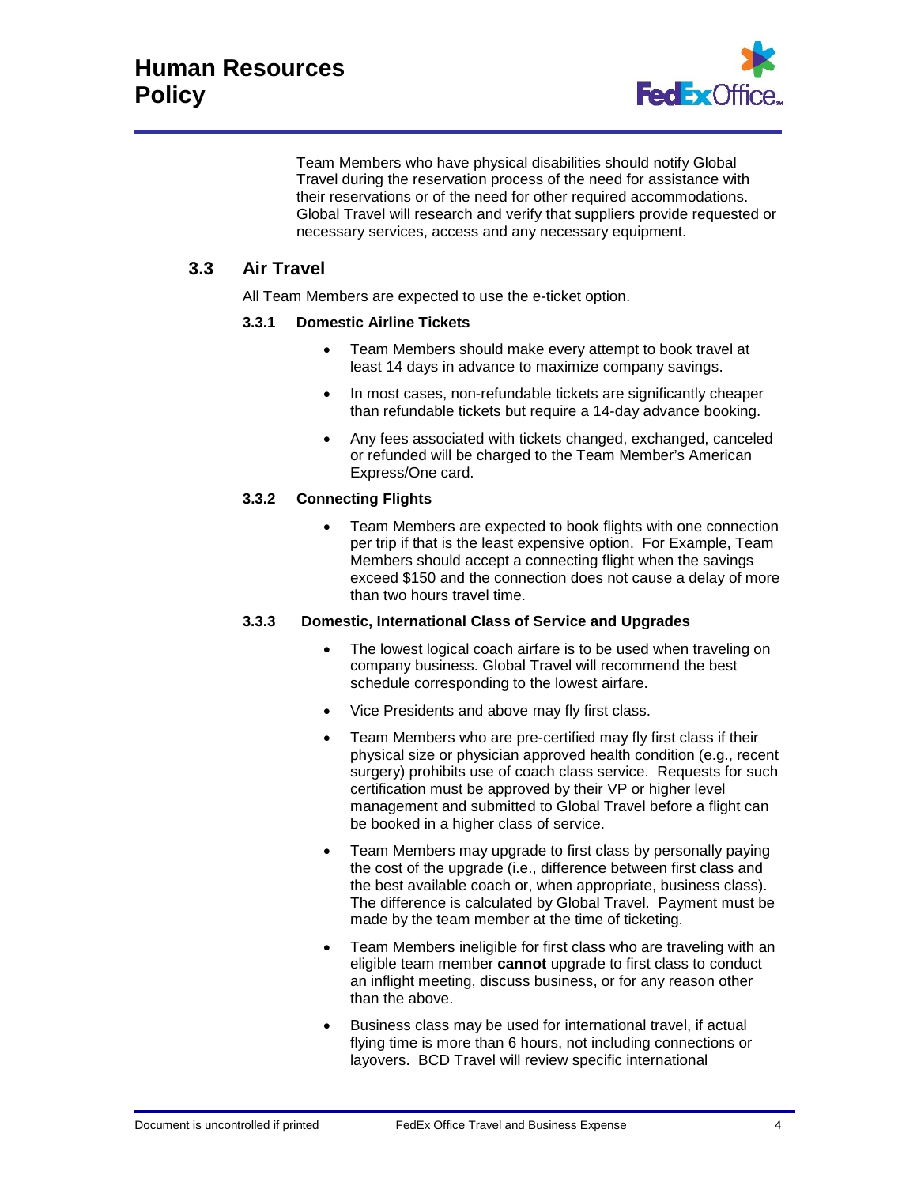Team Members who have physical disabilities should notify Global Travel during the reservation process of the need for assistance with their reservations or of the need for other required accommodations. Global Travel will research and verify that suppliers provide requested or necessary services, access and any necessary equipment.

## 3.3 Air Travel

All Team Members are expected to use the e-ticket option.

### 3.3.1 Domestic Airline Tickets

- Team Members should make every attempt to book travel at least 14 days in advance to maximize company savings.
- In most cases, non-refundable tickets are significantly cheaper than refundable tickets but require a 14-day advance booking.
- Any fees associated with tickets changed, exchanged, canceled or refunded will be charged to the Team Member's American Express/One card.

### 3.3.2 Connecting Flights

- Team Members are expected to book flights with one connection per trip if that is the least expensive option. For Example, Team Members should accept a connecting flight when the savings exceed $150 and the connection does not cause a delay of more than two hours travel time.

### 3.3.3 Domestic, International Class of Service and Upgrades

- The lowest logical coach airfare is to be used when traveling on company business. Global Travel will recommend the best schedule corresponding to the lowest airfare.
- Vice Presidents and above may fly first class.
- Team Members who are pre-certified may fly first class if their physical size or physician approved health condition (e.g., recent surgery) prohibits use of coach class service. Requests for such certification must be approved by their VP or higher level management and submitted to Global Travel before a flight can be booked in a higher class of service.
- Team Members may upgrade to first class by personally paying the cost of the upgrade (i.e., difference between first class and the best available coach or, when appropriate, business class). The difference is calculated by Global Travel. Payment must be made by the team member at the time of ticketing.
- Team Members ineligible for first class who are traveling with an eligible team member **cannot** upgrade to first class to conduct an inflight meeting, discuss business, or for any reason other than the above.
- Business class may be used for international travel, if actual flying time is more than 6 hours, not including connections or layovers. BCD Travel will review specific international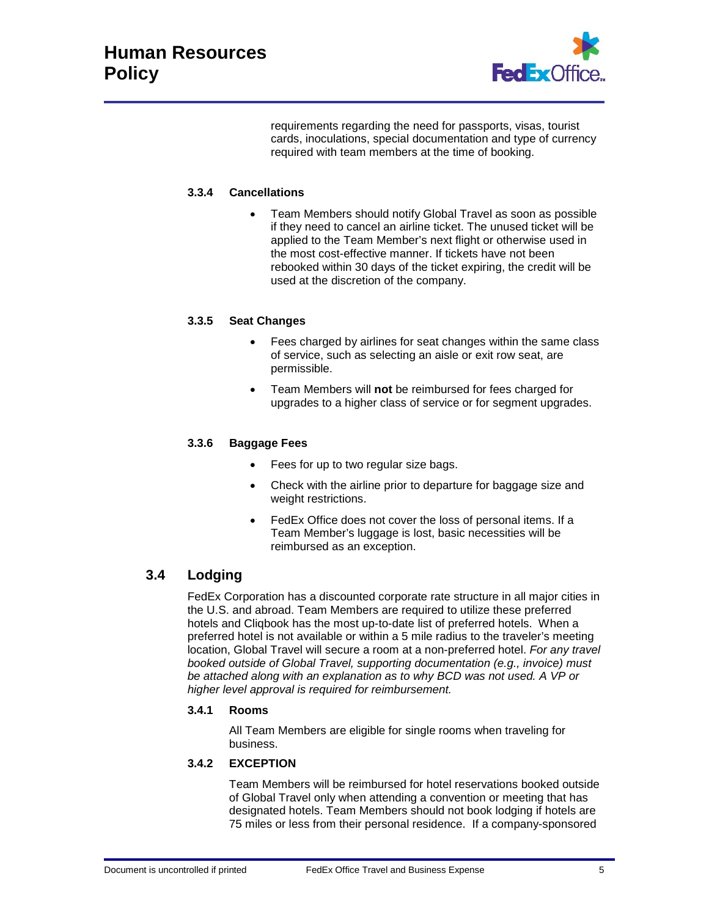requirements regarding the need for passports, visas, tourist cards, inoculations, special documentation and type of currency required with team members at the time of booking.

#### 3.3.4 Cancellations

- Team Members should notify Global Travel as soon as possible if they need to cancel an airline ticket. The unused ticket will be applied to the Team Member's next flight or otherwise used in the most cost-effective manner. If tickets have not been rebooked within 30 days of the ticket expiring, the credit will be used at the discretion of the company.

#### 3.3.5 Seat Changes

- Fees charged by airlines for seat changes within the same class of service, such as selecting an aisle or exit row seat, are permissible.
- Team Members will **not** be reimbursed for fees charged for upgrades to a higher class of service or for segment upgrades.

#### 3.3.6 Baggage Fees

- Fees for up to two regular size bags.
- Check with the airline prior to departure for baggage size and weight restrictions.
- FedEx Office does not cover the loss of personal items. If a Team Member's luggage is lost, basic necessities will be reimbursed as an exception.

### 3.4 Lodging

FedEx Corporation has a discounted corporate rate structure in all major cities in the U.S. and abroad. Team Members are required to utilize these preferred hotels and Cliqbook has the most up-to-date list of preferred hotels. When a preferred hotel is not available or within a 5 mile radius to the traveler's meeting location, Global Travel will secure a room at a non-preferred hotel. *For any travel booked outside of Global Travel, supporting documentation (e.g., invoice) must be attached along with an explanation as to why BCD was not used. A VP or higher level approval is required for reimbursement.*

#### 3.4.1 Rooms

All Team Members are eligible for single rooms when traveling for business.

#### 3.4.2 EXCEPTION

Team Members will be reimbursed for hotel reservations booked outside of Global Travel only when attending a convention or meeting that has designated hotels. Team Members should not book lodging if hotels are 75 miles or less from their personal residence. If a company-sponsored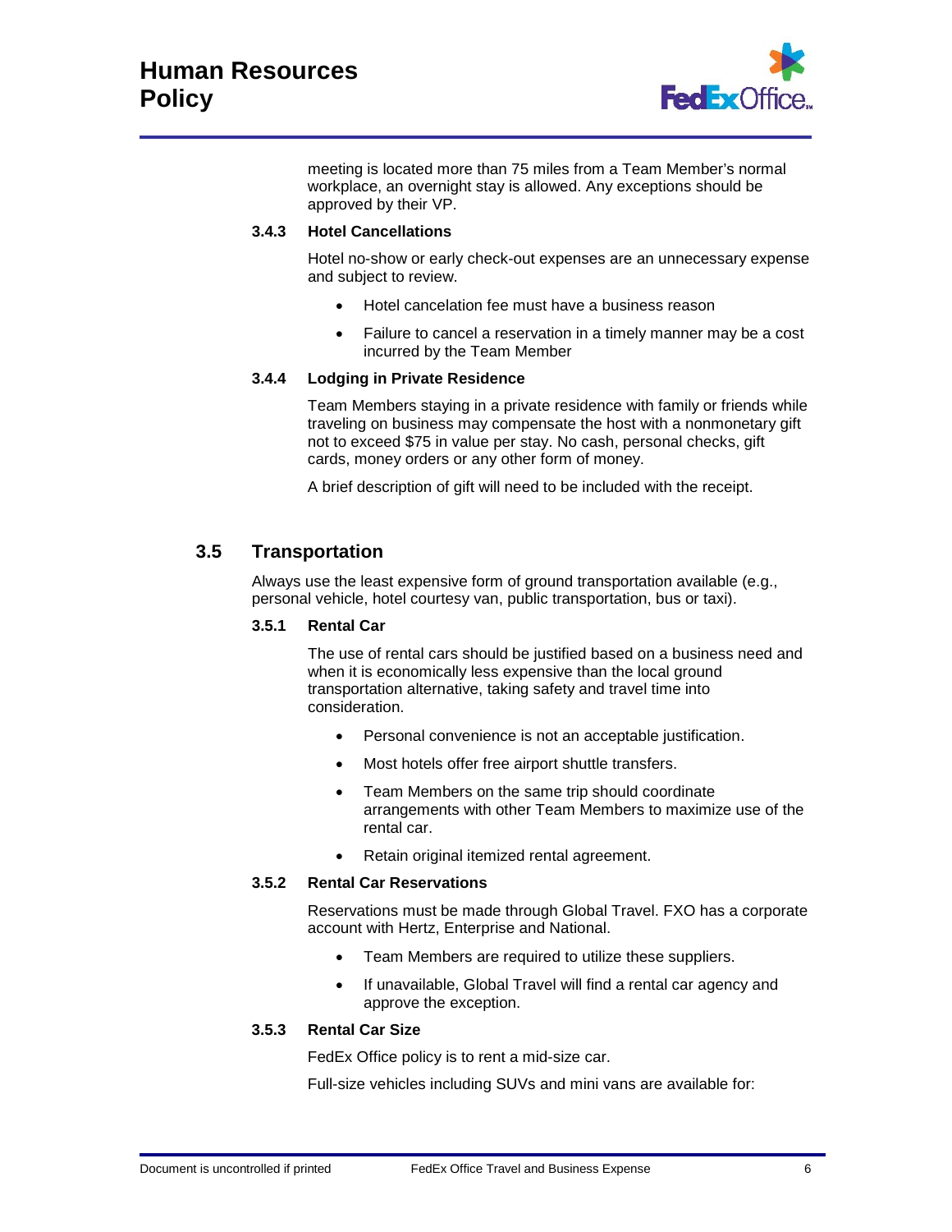meeting is located more than 75 miles from a Team Member's normal workplace, an overnight stay is allowed. Any exceptions should be approved by their VP.

#### 3.4.3 Hotel Cancellations

Hotel no-show or early check-out expenses are an unnecessary expense and subject to review.

- Hotel cancelation fee must have a business reason
- Failure to cancel a reservation in a timely manner may be a cost incurred by the Team Member

#### 3.4.4 Lodging in Private Residence

Team Members staying in a private residence with family or friends while traveling on business may compensate the host with a nonmonetary gift not to exceed $75 in value per stay. No cash, personal checks, gift cards, money orders or any other form of money.

A brief description of gift will need to be included with the receipt.

### 3.5 Transportation

Always use the least expensive form of ground transportation available (e.g., personal vehicle, hotel courtesy van, public transportation, bus or taxi).

#### 3.5.1 Rental Car

The use of rental cars should be justified based on a business need and when it is economically less expensive than the local ground transportation alternative, taking safety and travel time into consideration.

- Personal convenience is not an acceptable justification.
- Most hotels offer free airport shuttle transfers.
- Team Members on the same trip should coordinate arrangements with other Team Members to maximize use of the rental car.
- Retain original itemized rental agreement.

#### 3.5.2 Rental Car Reservations

Reservations must be made through Global Travel. FXO has a corporate account with Hertz, Enterprise and National.

- Team Members are required to utilize these suppliers.
- If unavailable, Global Travel will find a rental car agency and approve the exception.

#### 3.5.3 Rental Car Size

FedEx Office policy is to rent a mid-size car.

Full-size vehicles including SUVs and mini vans are available for: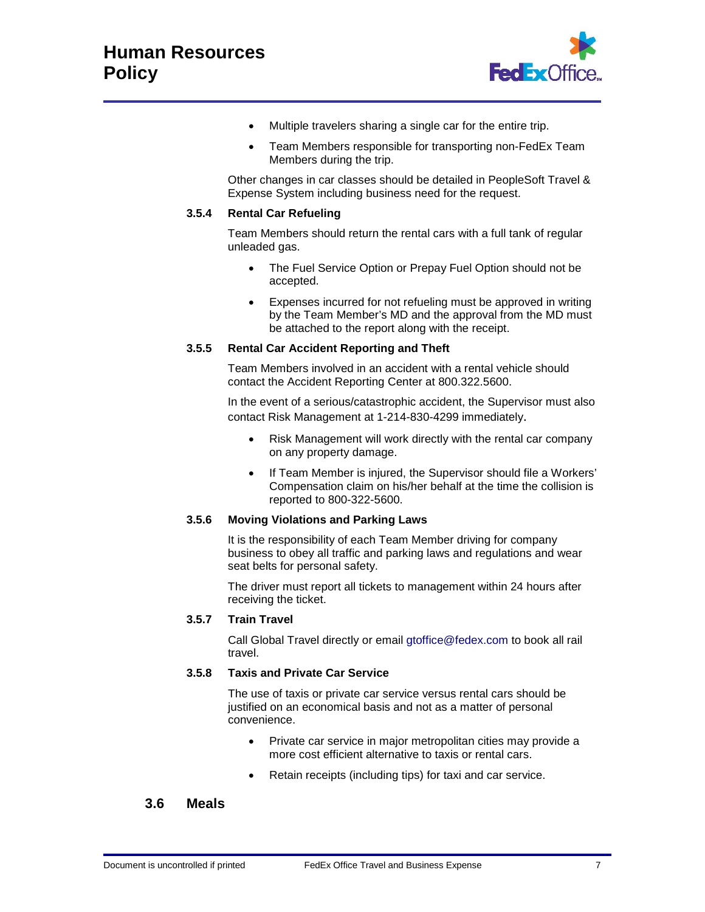- Multiple travelers sharing a single car for the entire trip.
- Team Members responsible for transporting non-FedEx Team Members during the trip.

Other changes in car classes should be detailed in PeopleSoft Travel & Expense System including business need for the request.

#### 3.5.4 Rental Car Refueling

Team Members should return the rental cars with a full tank of regular unleaded gas.

- The Fuel Service Option or Prepay Fuel Option should not be accepted.
- Expenses incurred for not refueling must be approved in writing by the Team Member's MD and the approval from the MD must be attached to the report along with the receipt.

#### 3.5.5 Rental Car Accident Reporting and Theft

Team Members involved in an accident with a rental vehicle should contact the Accident Reporting Center at 800.322.5600.

In the event of a serious/catastrophic accident, the Supervisor must also contact Risk Management at 1-214-830-4299 immediately.

- Risk Management will work directly with the rental car company on any property damage.
- If Team Member is injured, the Supervisor should file a Workers' Compensation claim on his/her behalf at the time the collision is reported to 800-322-5600.

#### 3.5.6 Moving Violations and Parking Laws

It is the responsibility of each Team Member driving for company business to obey all traffic and parking laws and regulations and wear seat belts for personal safety.

The driver must report all tickets to management within 24 hours after receiving the ticket.

#### 3.5.7 Train Travel

Call Global Travel directly or email gtoffice@fedex.com to book all rail travel.

#### 3.5.8 Taxis and Private Car Service

The use of taxis or private car service versus rental cars should be justified on an economical basis and not as a matter of personal convenience.

- Private car service in major metropolitan cities may provide a more cost efficient alternative to taxis or rental cars.
- Retain receipts (including tips) for taxi and car service.

### 3.6 Meals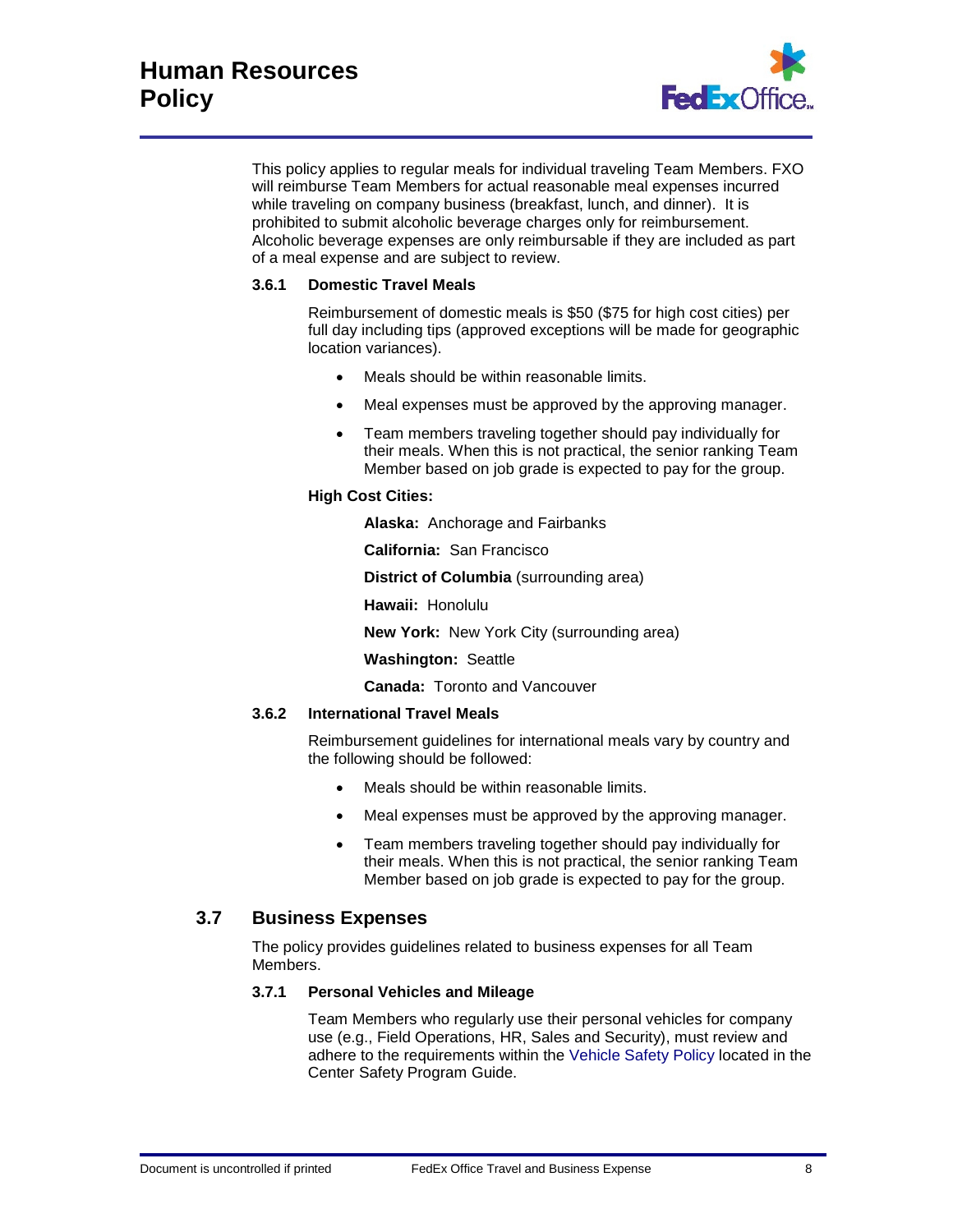This policy applies to regular meals for individual traveling Team Members. FXO will reimburse Team Members for actual reasonable meal expenses incurred while traveling on company business (breakfast, lunch, and dinner). It is prohibited to submit alcoholic beverage charges only for reimbursement. Alcoholic beverage expenses are only reimbursable if they are included as part of a meal expense and are subject to review.

### 3.6.1 Domestic Travel Meals

Reimbursement of domestic meals is $50 ($75 for high cost cities) per full day including tips (approved exceptions will be made for geographic location variances).

- Meals should be within reasonable limits.
- Meal expenses must be approved by the approving manager.
- Team members traveling together should pay individually for their meals. When this is not practical, the senior ranking Team Member based on job grade is expected to pay for the group.

**High Cost Cities:**

**Alaska:** Anchorage and Fairbanks

**California:** San Francisco

**District of Columbia** (surrounding area)

**Hawaii:** Honolulu

**New York:** New York City (surrounding area)

**Washington:** Seattle

**Canada:** Toronto and Vancouver

### 3.6.2 International Travel Meals

Reimbursement guidelines for international meals vary by country and the following should be followed:

- Meals should be within reasonable limits.
- Meal expenses must be approved by the approving manager.
- Team members traveling together should pay individually for their meals. When this is not practical, the senior ranking Team Member based on job grade is expected to pay for the group.

## 3.7 Business Expenses

The policy provides guidelines related to business expenses for all Team Members.

### 3.7.1 Personal Vehicles and Mileage

Team Members who regularly use their personal vehicles for company use (e.g., Field Operations, HR, Sales and Security), must review and adhere to the requirements within the Vehicle Safety Policy located in the Center Safety Program Guide.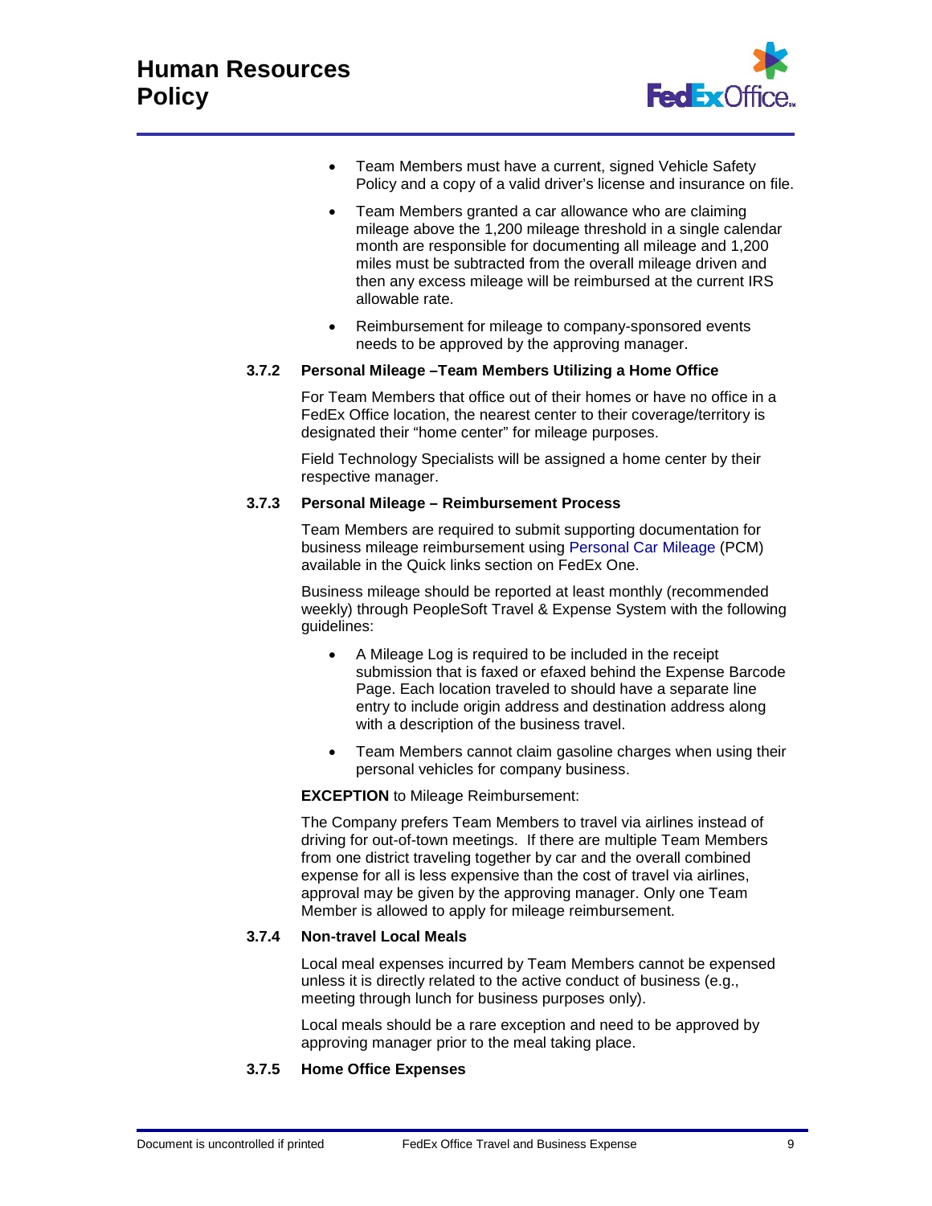- Team Members must have a current, signed Vehicle Safety Policy and a copy of a valid driver's license and insurance on file.
- Team Members granted a car allowance who are claiming mileage above the 1,200 mileage threshold in a single calendar month are responsible for documenting all mileage and 1,200 miles must be subtracted from the overall mileage driven and then any excess mileage will be reimbursed at the current IRS allowable rate.
- Reimbursement for mileage to company-sponsored events needs to be approved by the approving manager.

### 3.7.2 Personal Mileage –Team Members Utilizing a Home Office

For Team Members that office out of their homes or have no office in a FedEx Office location, the nearest center to their coverage/territory is designated their "home center" for mileage purposes.

Field Technology Specialists will be assigned a home center by their respective manager.

### 3.7.3 Personal Mileage – Reimbursement Process

Team Members are required to submit supporting documentation for business mileage reimbursement using Personal Car Mileage (PCM) available in the Quick links section on FedEx One.

Business mileage should be reported at least monthly (recommended weekly) through PeopleSoft Travel & Expense System with the following guidelines:

- A Mileage Log is required to be included in the receipt submission that is faxed or efaxed behind the Expense Barcode Page. Each location traveled to should have a separate line entry to include origin address and destination address along with a description of the business travel.
- Team Members cannot claim gasoline charges when using their personal vehicles for company business.

**EXCEPTION** to Mileage Reimbursement:

The Company prefers Team Members to travel via airlines instead of driving for out-of-town meetings. If there are multiple Team Members from one district traveling together by car and the overall combined expense for all is less expensive than the cost of travel via airlines, approval may be given by the approving manager. Only one Team Member is allowed to apply for mileage reimbursement.

### 3.7.4 Non-travel Local Meals

Local meal expenses incurred by Team Members cannot be expensed unless it is directly related to the active conduct of business (e.g., meeting through lunch for business purposes only).

Local meals should be a rare exception and need to be approved by approving manager prior to the meal taking place.

### 3.7.5 Home Office Expenses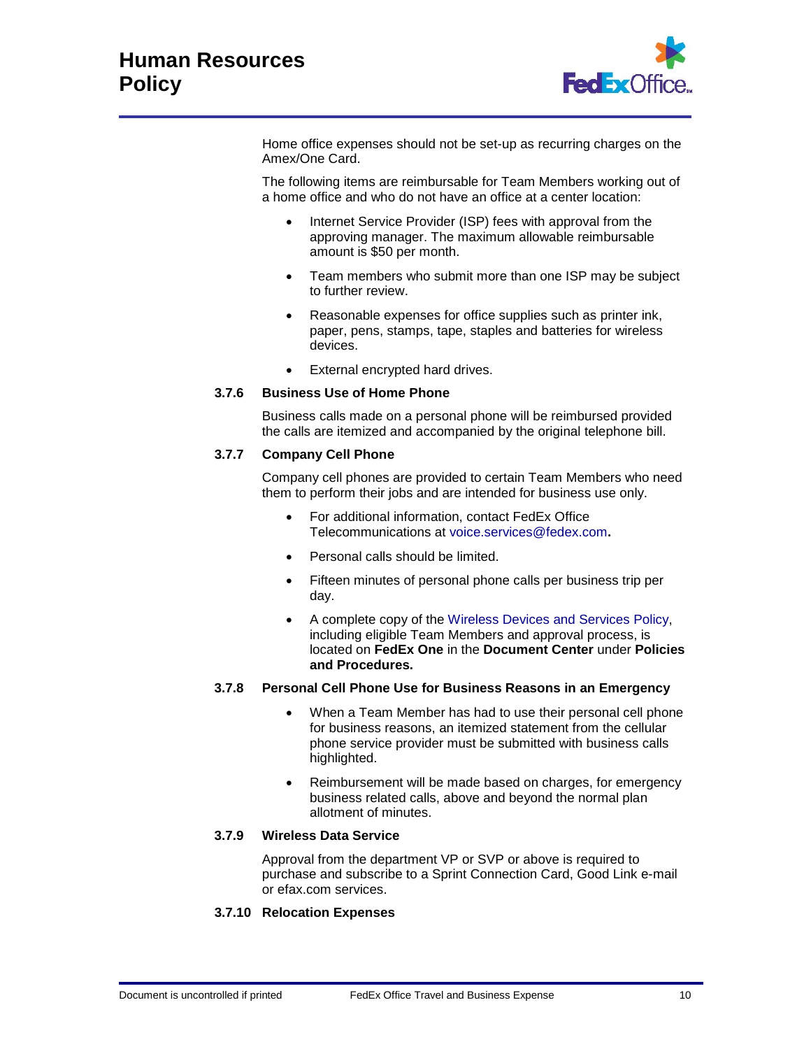Home office expenses should not be set-up as recurring charges on the Amex/One Card.

The following items are reimbursable for Team Members working out of a home office and who do not have an office at a center location:

- Internet Service Provider (ISP) fees with approval from the approving manager. The maximum allowable reimbursable amount is $50 per month.
- Team members who submit more than one ISP may be subject to further review.
- Reasonable expenses for office supplies such as printer ink, paper, pens, stamps, tape, staples and batteries for wireless devices.
- External encrypted hard drives.

### 3.7.6 Business Use of Home Phone

Business calls made on a personal phone will be reimbursed provided the calls are itemized and accompanied by the original telephone bill.

### 3.7.7 Company Cell Phone

Company cell phones are provided to certain Team Members who need them to perform their jobs and are intended for business use only.

- For additional information, contact FedEx Office Telecommunications at voice.services@fedex.com**.**
- Personal calls should be limited.
- Fifteen minutes of personal phone calls per business trip per day.
- A complete copy of the Wireless Devices and Services Policy, including eligible Team Members and approval process, is located on **FedEx One** in the **Document Center** under **Policies and Procedures.**

### 3.7.8 Personal Cell Phone Use for Business Reasons in an Emergency

- When a Team Member has had to use their personal cell phone for business reasons, an itemized statement from the cellular phone service provider must be submitted with business calls highlighted.
- Reimbursement will be made based on charges, for emergency business related calls, above and beyond the normal plan allotment of minutes.

### 3.7.9 Wireless Data Service

Approval from the department VP or SVP or above is required to purchase and subscribe to a Sprint Connection Card, Good Link e-mail or efax.com services.

### 3.7.10 Relocation Expenses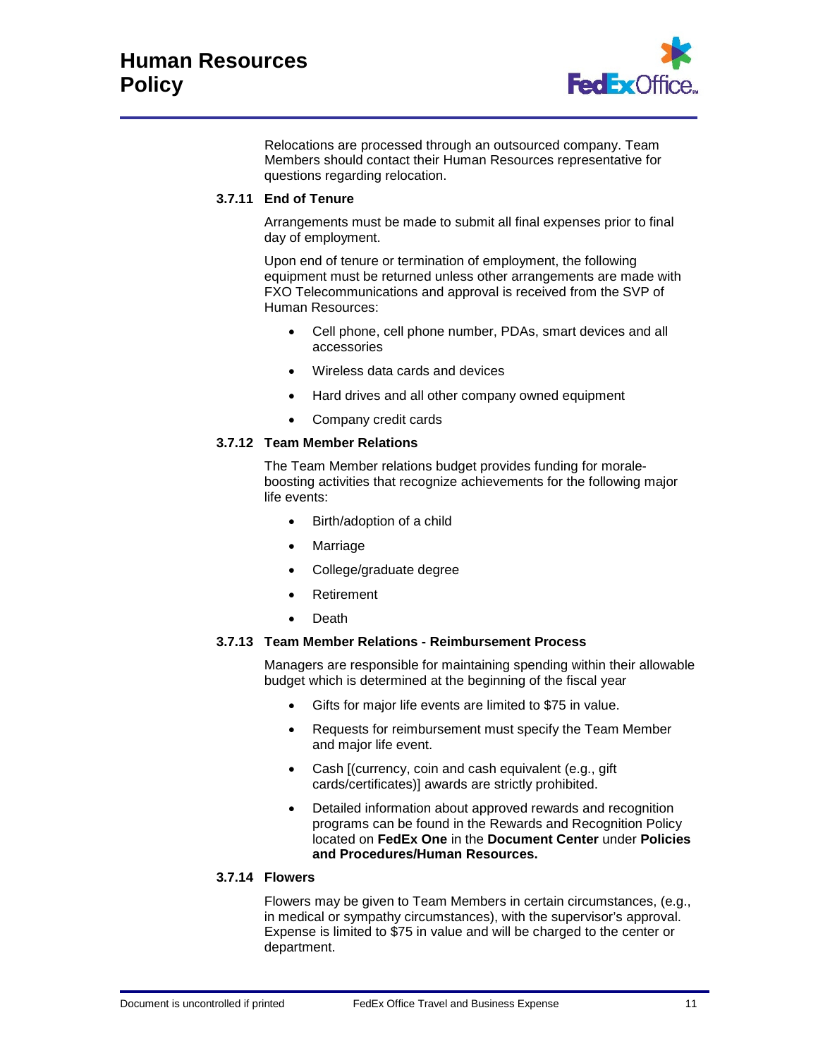Relocations are processed through an outsourced company. Team Members should contact their Human Resources representative for questions regarding relocation.

### 3.7.11 End of Tenure

Arrangements must be made to submit all final expenses prior to final day of employment.

Upon end of tenure or termination of employment, the following equipment must be returned unless other arrangements are made with FXO Telecommunications and approval is received from the SVP of Human Resources:

- Cell phone, cell phone number, PDAs, smart devices and all accessories
- Wireless data cards and devices
- Hard drives and all other company owned equipment
- Company credit cards

### 3.7.12 Team Member Relations

The Team Member relations budget provides funding for morale-boosting activities that recognize achievements for the following major life events:

- Birth/adoption of a child
- Marriage
- College/graduate degree
- Retirement
- Death

### 3.7.13 Team Member Relations - Reimbursement Process

Managers are responsible for maintaining spending within their allowable budget which is determined at the beginning of the fiscal year

- Gifts for major life events are limited to $75 in value.
- Requests for reimbursement must specify the Team Member and major life event.
- Cash [(currency, coin and cash equivalent (e.g., gift cards/certificates)] awards are strictly prohibited.
- Detailed information about approved rewards and recognition programs can be found in the Rewards and Recognition Policy located on **FedEx One** in the **Document Center** under **Policies and Procedures/Human Resources.**

### 3.7.14 Flowers

Flowers may be given to Team Members in certain circumstances, (e.g., in medical or sympathy circumstances), with the supervisor's approval. Expense is limited to $75 in value and will be charged to the center or department.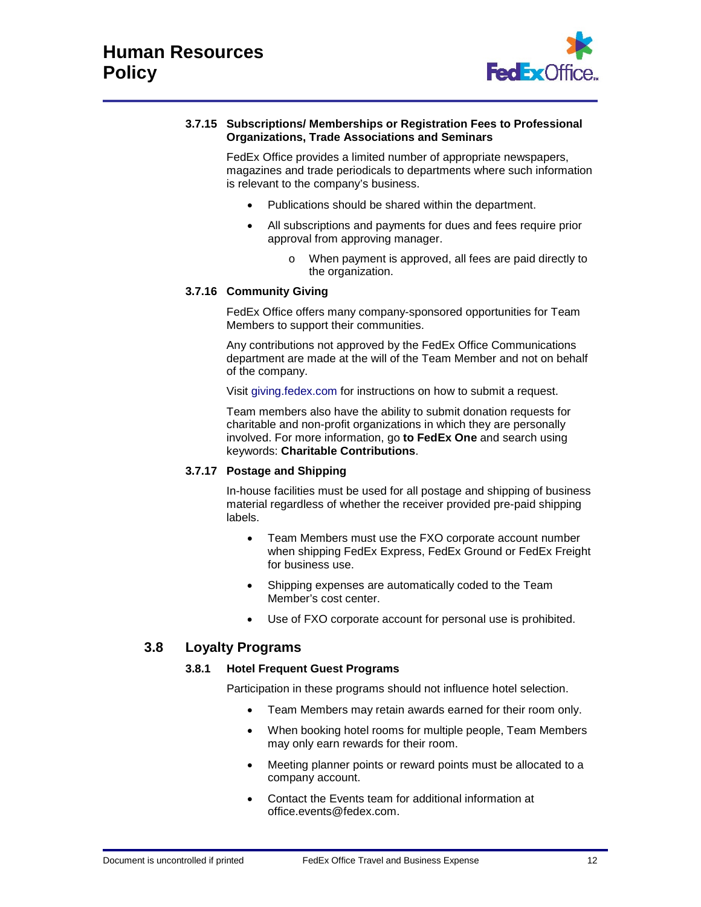#### 3.7.15 Subscriptions/ Memberships or Registration Fees to Professional Organizations, Trade Associations and Seminars

FedEx Office provides a limited number of appropriate newspapers, magazines and trade periodicals to departments where such information is relevant to the company's business.

- Publications should be shared within the department.
- All subscriptions and payments for dues and fees require prior approval from approving manager.
  - When payment is approved, all fees are paid directly to the organization.

#### 3.7.16 Community Giving

FedEx Office offers many company-sponsored opportunities for Team Members to support their communities.

Any contributions not approved by the FedEx Office Communications department are made at the will of the Team Member and not on behalf of the company.

Visit giving.fedex.com for instructions on how to submit a request.

Team members also have the ability to submit donation requests for charitable and non-profit organizations in which they are personally involved. For more information, go **to FedEx One** and search using keywords: **Charitable Contributions**.

#### 3.7.17 Postage and Shipping

In-house facilities must be used for all postage and shipping of business material regardless of whether the receiver provided pre-paid shipping labels.

- Team Members must use the FXO corporate account number when shipping FedEx Express, FedEx Ground or FedEx Freight for business use.
- Shipping expenses are automatically coded to the Team Member's cost center.
- Use of FXO corporate account for personal use is prohibited.

### 3.8 Loyalty Programs

#### 3.8.1 Hotel Frequent Guest Programs

Participation in these programs should not influence hotel selection.

- Team Members may retain awards earned for their room only.
- When booking hotel rooms for multiple people, Team Members may only earn rewards for their room.
- Meeting planner points or reward points must be allocated to a company account.
- Contact the Events team for additional information at office.events@fedex.com.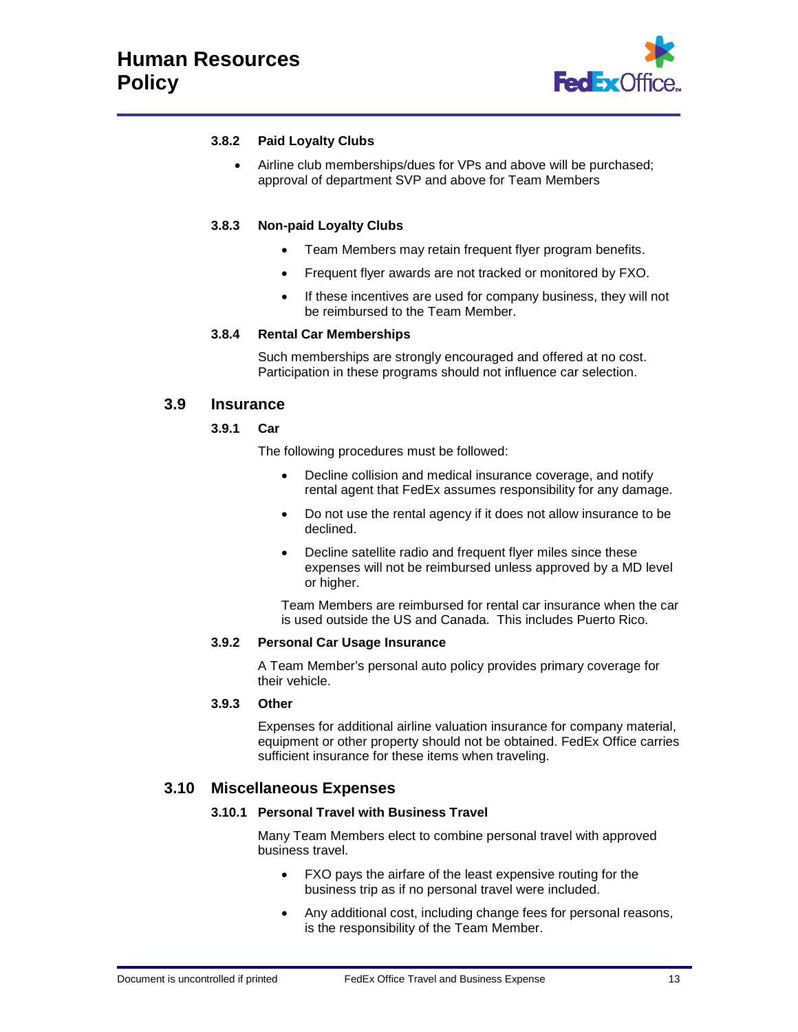#### 3.8.2 Paid Loyalty Clubs

- Airline club memberships/dues for VPs and above will be purchased; approval of department SVP and above for Team Members

#### 3.8.3 Non-paid Loyalty Clubs

- Team Members may retain frequent flyer program benefits.
- Frequent flyer awards are not tracked or monitored by FXO.
- If these incentives are used for company business, they will not be reimbursed to the Team Member.

#### 3.8.4 Rental Car Memberships

Such memberships are strongly encouraged and offered at no cost. Participation in these programs should not influence car selection.

### 3.9 Insurance

#### 3.9.1 Car

The following procedures must be followed:

- Decline collision and medical insurance coverage, and notify rental agent that FedEx assumes responsibility for any damage.
- Do not use the rental agency if it does not allow insurance to be declined.
- Decline satellite radio and frequent flyer miles since these expenses will not be reimbursed unless approved by a MD level or higher.

Team Members are reimbursed for rental car insurance when the car is used outside the US and Canada. This includes Puerto Rico.

#### 3.9.2 Personal Car Usage Insurance

A Team Member's personal auto policy provides primary coverage for their vehicle.

#### 3.9.3 Other

Expenses for additional airline valuation insurance for company material, equipment or other property should not be obtained. FedEx Office carries sufficient insurance for these items when traveling.

### 3.10 Miscellaneous Expenses

#### 3.10.1 Personal Travel with Business Travel

Many Team Members elect to combine personal travel with approved business travel.

- FXO pays the airfare of the least expensive routing for the business trip as if no personal travel were included.
- Any additional cost, including change fees for personal reasons, is the responsibility of the Team Member.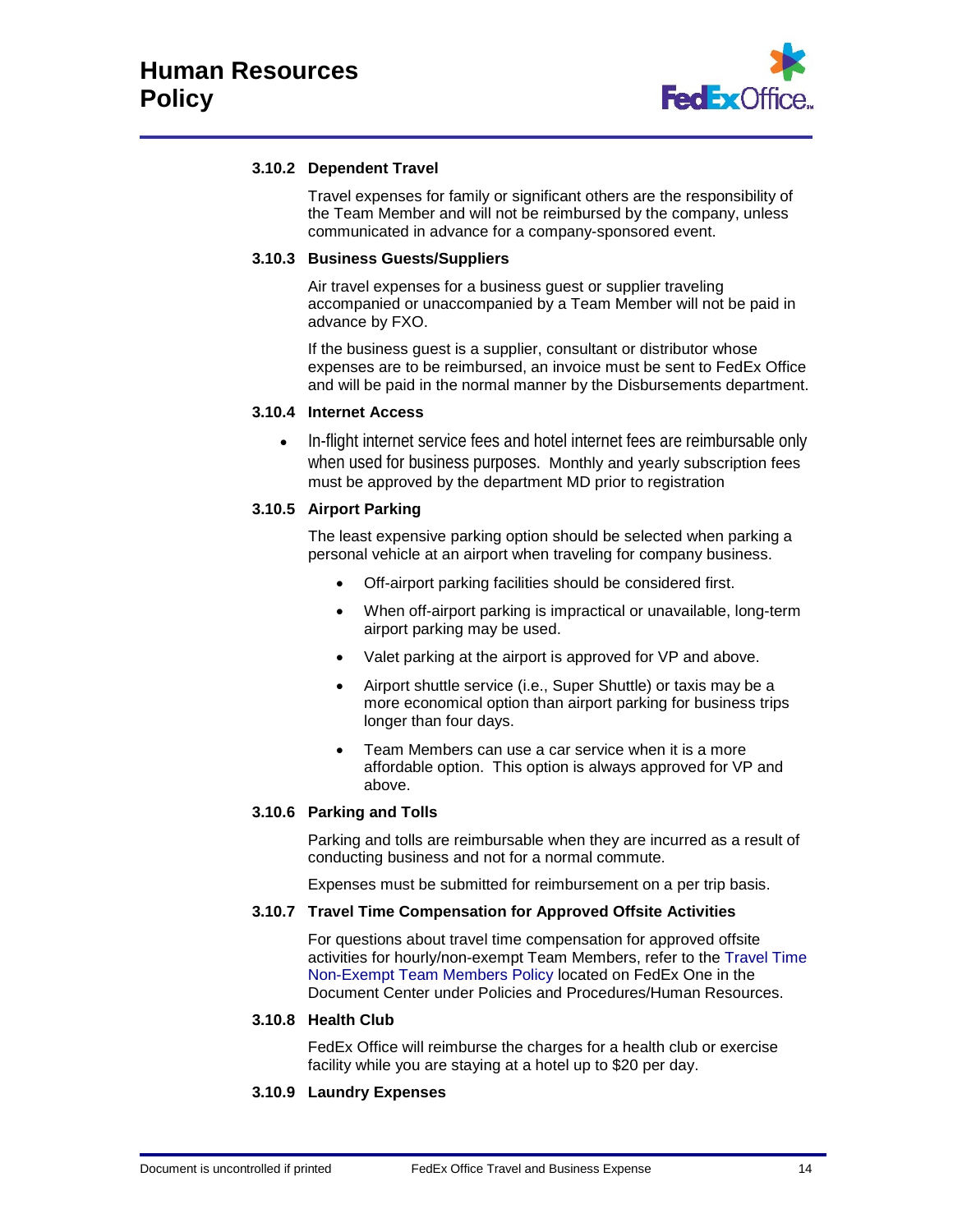### 3.10.2 Dependent Travel

Travel expenses for family or significant others are the responsibility of the Team Member and will not be reimbursed by the company, unless communicated in advance for a company-sponsored event.

### 3.10.3 Business Guests/Suppliers

Air travel expenses for a business guest or supplier traveling accompanied or unaccompanied by a Team Member will not be paid in advance by FXO.

If the business guest is a supplier, consultant or distributor whose expenses are to be reimbursed, an invoice must be sent to FedEx Office and will be paid in the normal manner by the Disbursements department.

### 3.10.4 Internet Access

- In-flight internet service fees and hotel internet fees are reimbursable only when used for business purposes. Monthly and yearly subscription fees must be approved by the department MD prior to registration

### 3.10.5 Airport Parking

The least expensive parking option should be selected when parking a personal vehicle at an airport when traveling for company business.

- Off-airport parking facilities should be considered first.
- When off-airport parking is impractical or unavailable, long-term airport parking may be used.
- Valet parking at the airport is approved for VP and above.
- Airport shuttle service (i.e., Super Shuttle) or taxis may be a more economical option than airport parking for business trips longer than four days.
- Team Members can use a car service when it is a more affordable option. This option is always approved for VP and above.

### 3.10.6 Parking and Tolls

Parking and tolls are reimbursable when they are incurred as a result of conducting business and not for a normal commute.

Expenses must be submitted for reimbursement on a per trip basis.

### 3.10.7 Travel Time Compensation for Approved Offsite Activities

For questions about travel time compensation for approved offsite activities for hourly/non-exempt Team Members, refer to the Travel Time Non-Exempt Team Members Policy located on FedEx One in the Document Center under Policies and Procedures/Human Resources.

### 3.10.8 Health Club

FedEx Office will reimburse the charges for a health club or exercise facility while you are staying at a hotel up to $20 per day.

### 3.10.9 Laundry Expenses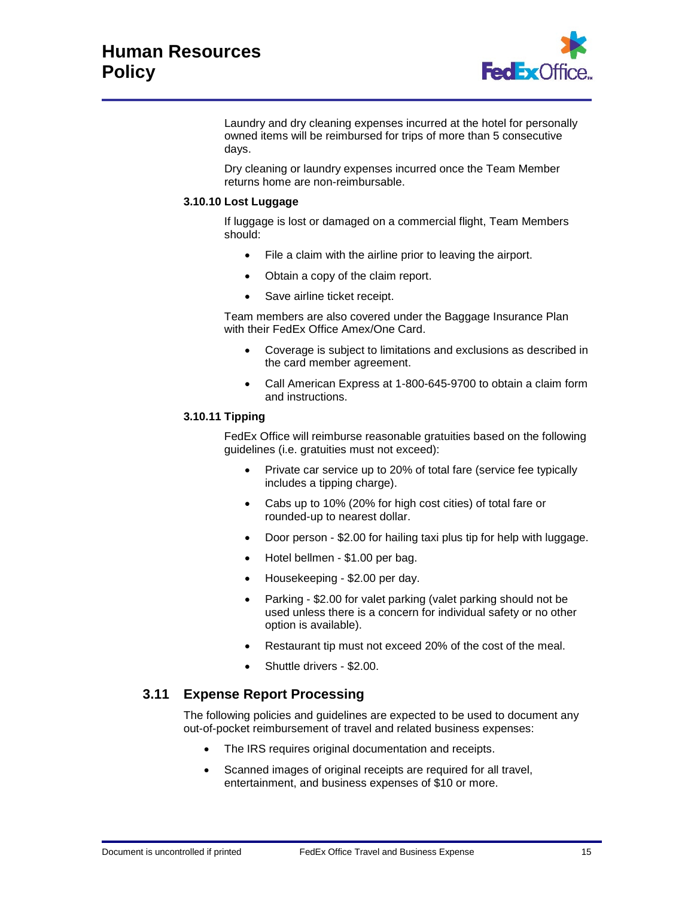Laundry and dry cleaning expenses incurred at the hotel for personally owned items will be reimbursed for trips of more than 5 consecutive days.

Dry cleaning or laundry expenses incurred once the Team Member returns home are non-reimbursable.

#### 3.10.10 Lost Luggage

If luggage is lost or damaged on a commercial flight, Team Members should:

- File a claim with the airline prior to leaving the airport.
- Obtain a copy of the claim report.
- Save airline ticket receipt.

Team members are also covered under the Baggage Insurance Plan with their FedEx Office Amex/One Card.

- Coverage is subject to limitations and exclusions as described in the card member agreement.
- Call American Express at 1-800-645-9700 to obtain a claim form and instructions.

#### 3.10.11 Tipping

FedEx Office will reimburse reasonable gratuities based on the following guidelines (i.e. gratuities must not exceed):

- Private car service up to 20% of total fare (service fee typically includes a tipping charge).
- Cabs up to 10% (20% for high cost cities) of total fare or rounded-up to nearest dollar.
- Door person - $2.00 for hailing taxi plus tip for help with luggage.
- Hotel bellmen - $1.00 per bag.
- Housekeeping - $2.00 per day.
- Parking - $2.00 for valet parking (valet parking should not be used unless there is a concern for individual safety or no other option is available).
- Restaurant tip must not exceed 20% of the cost of the meal.
- Shuttle drivers - $2.00.

### 3.11 Expense Report Processing

The following policies and guidelines are expected to be used to document any out-of-pocket reimbursement of travel and related business expenses:

- The IRS requires original documentation and receipts.
- Scanned images of original receipts are required for all travel, entertainment, and business expenses of $10 or more.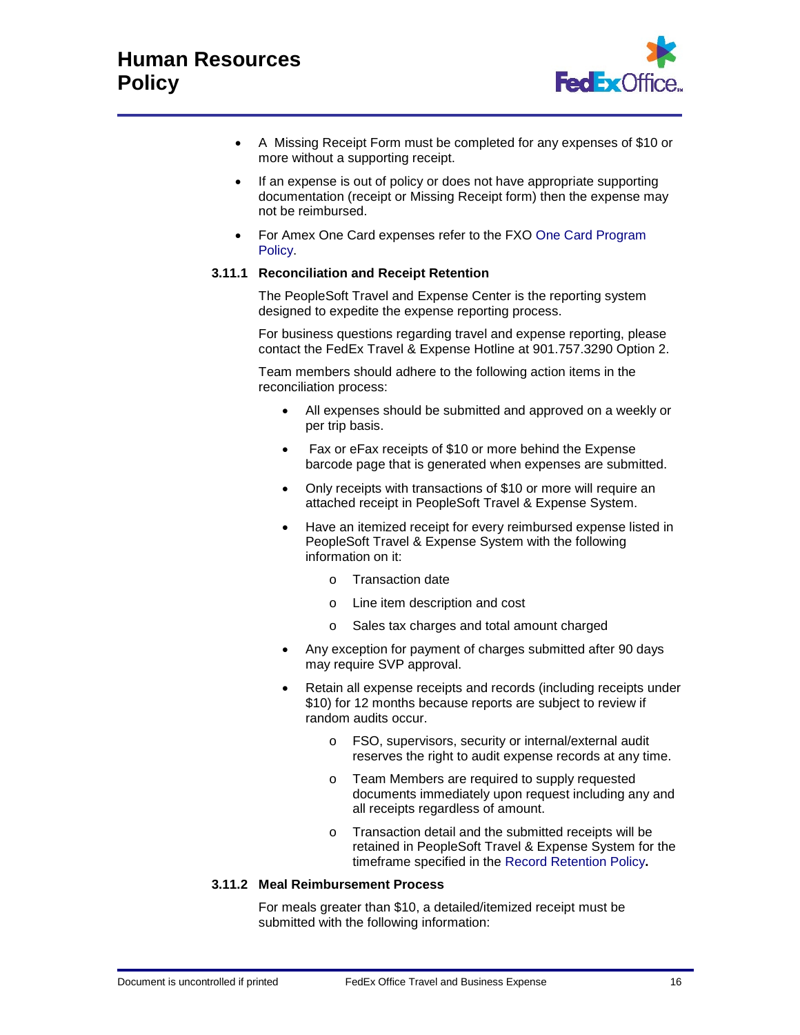- A Missing Receipt Form must be completed for any expenses of $10 or more without a supporting receipt.
- If an expense is out of policy or does not have appropriate supporting documentation (receipt or Missing Receipt form) then the expense may not be reimbursed.
- For Amex One Card expenses refer to the FXO One Card Program Policy.

### 3.11.1 Reconciliation and Receipt Retention

The PeopleSoft Travel and Expense Center is the reporting system designed to expedite the expense reporting process.

For business questions regarding travel and expense reporting, please contact the FedEx Travel & Expense Hotline at 901.757.3290 Option 2.

Team members should adhere to the following action items in the reconciliation process:

- All expenses should be submitted and approved on a weekly or per trip basis.
- Fax or eFax receipts of $10 or more behind the Expense barcode page that is generated when expenses are submitted.
- Only receipts with transactions of $10 or more will require an attached receipt in PeopleSoft Travel & Expense System.
- Have an itemized receipt for every reimbursed expense listed in PeopleSoft Travel & Expense System with the following information on it:
  - Transaction date
  - Line item description and cost
  - Sales tax charges and total amount charged
- Any exception for payment of charges submitted after 90 days may require SVP approval.
- Retain all expense receipts and records (including receipts under $10) for 12 months because reports are subject to review if random audits occur.
  - FSO, supervisors, security or internal/external audit reserves the right to audit expense records at any time.
  - Team Members are required to supply requested documents immediately upon request including any and all receipts regardless of amount.
  - Transaction detail and the submitted receipts will be retained in PeopleSoft Travel & Expense System for the timeframe specified in the Record Retention Policy**.**

### 3.11.2 Meal Reimbursement Process

For meals greater than $10, a detailed/itemized receipt must be submitted with the following information: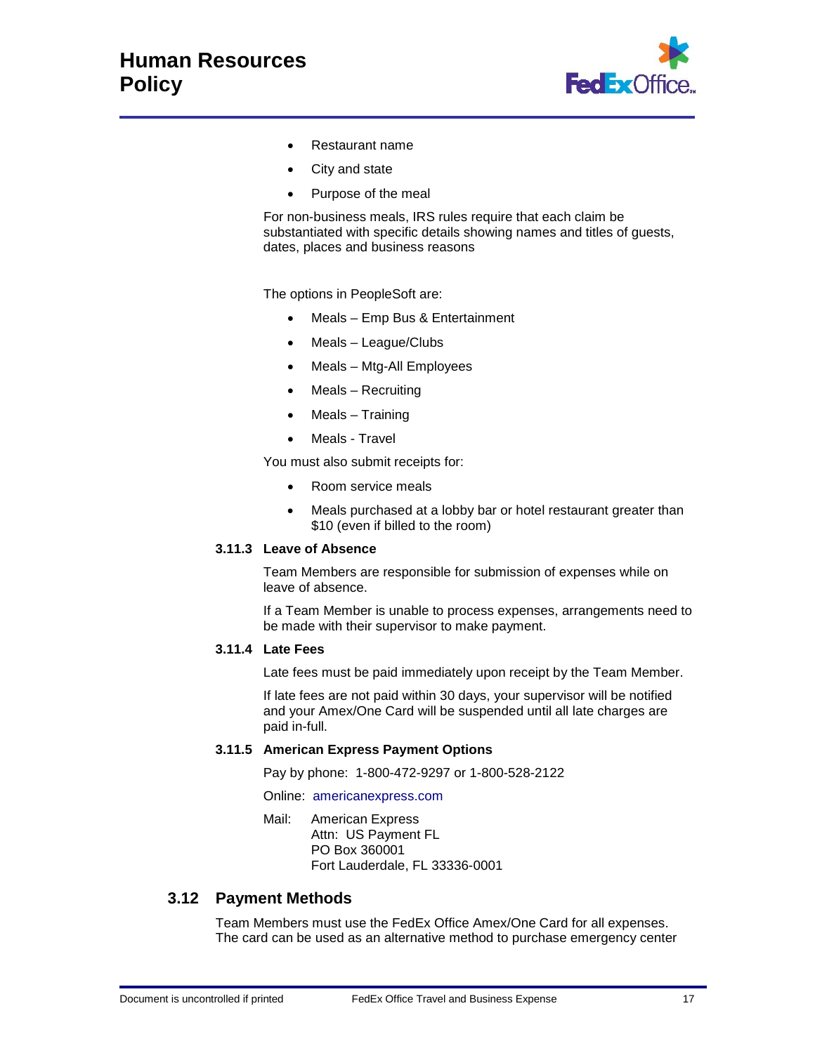- Restaurant name
- City and state
- Purpose of the meal

For non-business meals, IRS rules require that each claim be substantiated with specific details showing names and titles of guests, dates, places and business reasons

The options in PeopleSoft are:

- Meals – Emp Bus & Entertainment
- Meals – League/Clubs
- Meals – Mtg-All Employees
- Meals – Recruiting
- Meals – Training
- Meals - Travel

You must also submit receipts for:

- Room service meals
- Meals purchased at a lobby bar or hotel restaurant greater than $10 (even if billed to the room)

#### 3.11.3 Leave of Absence

Team Members are responsible for submission of expenses while on leave of absence.

If a Team Member is unable to process expenses, arrangements need to be made with their supervisor to make payment.

#### 3.11.4 Late Fees

Late fees must be paid immediately upon receipt by the Team Member.

If late fees are not paid within 30 days, your supervisor will be notified and your Amex/One Card will be suspended until all late charges are paid in-full.

#### 3.11.5 American Express Payment Options

Pay by phone: 1-800-472-9297 or 1-800-528-2122

Online: americanexpress.com

Mail: American Express
Attn: US Payment FL
PO Box 360001
Fort Lauderdale, FL 33336-0001

### 3.12 Payment Methods

Team Members must use the FedEx Office Amex/One Card for all expenses. The card can be used as an alternative method to purchase emergency center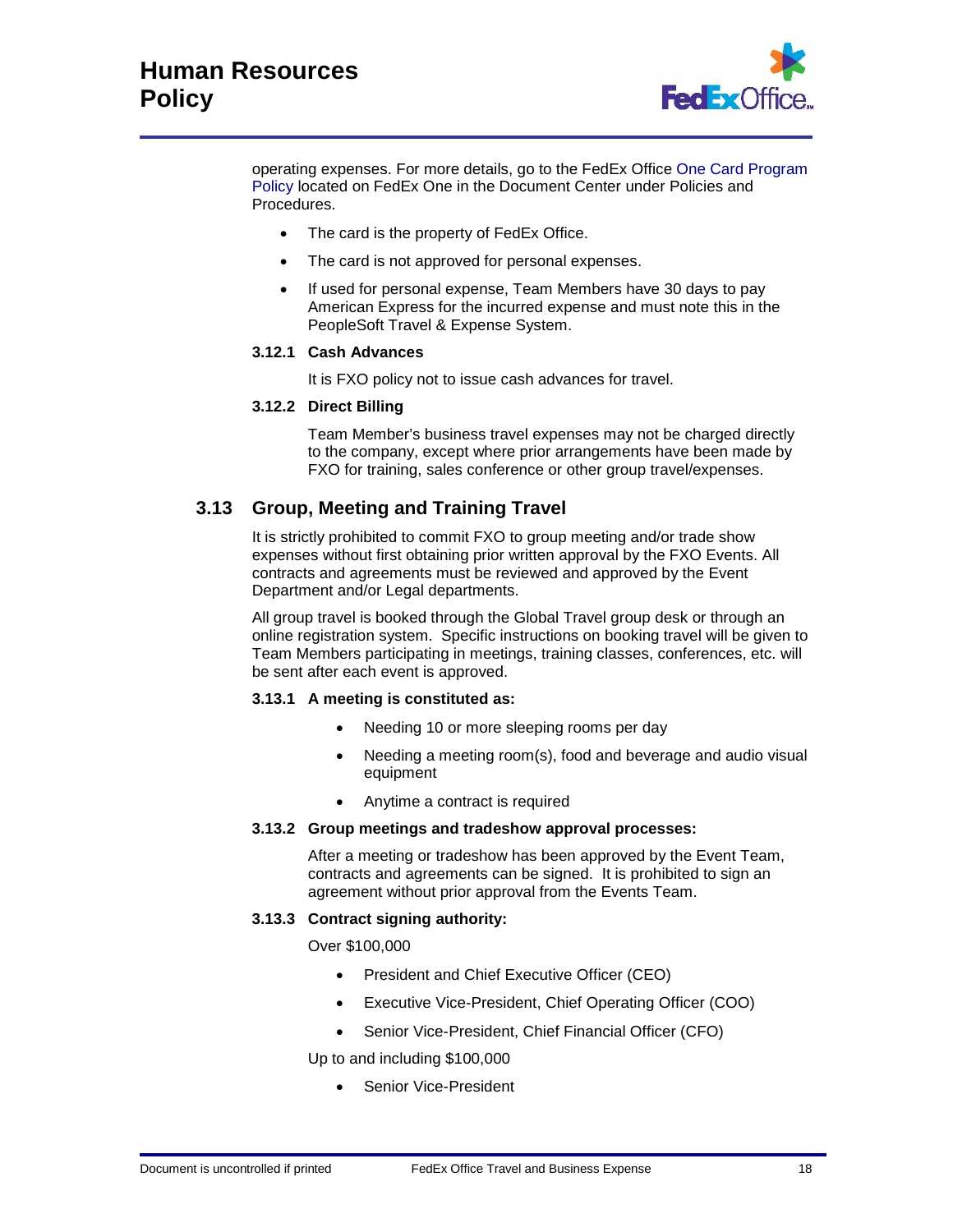operating expenses. For more details, go to the FedEx Office One Card Program Policy located on FedEx One in the Document Center under Policies and Procedures.

- The card is the property of FedEx Office.
- The card is not approved for personal expenses.
- If used for personal expense, Team Members have 30 days to pay American Express for the incurred expense and must note this in the PeopleSoft Travel & Expense System.

### 3.12.1 Cash Advances

It is FXO policy not to issue cash advances for travel.

### 3.12.2 Direct Billing

Team Member's business travel expenses may not be charged directly to the company, except where prior arrangements have been made by FXO for training, sales conference or other group travel/expenses.

## 3.13 Group, Meeting and Training Travel

It is strictly prohibited to commit FXO to group meeting and/or trade show expenses without first obtaining prior written approval by the FXO Events. All contracts and agreements must be reviewed and approved by the Event Department and/or Legal departments.

All group travel is booked through the Global Travel group desk or through an online registration system. Specific instructions on booking travel will be given to Team Members participating in meetings, training classes, conferences, etc. will be sent after each event is approved.

### 3.13.1 A meeting is constituted as:

- Needing 10 or more sleeping rooms per day
- Needing a meeting room(s), food and beverage and audio visual equipment
- Anytime a contract is required

### 3.13.2 Group meetings and tradeshow approval processes:

After a meeting or tradeshow has been approved by the Event Team, contracts and agreements can be signed. It is prohibited to sign an agreement without prior approval from the Events Team.

### 3.13.3 Contract signing authority:

Over $100,000

- President and Chief Executive Officer (CEO)
- Executive Vice-President, Chief Operating Officer (COO)
- Senior Vice-President, Chief Financial Officer (CFO)

Up to and including $100,000

- Senior Vice-President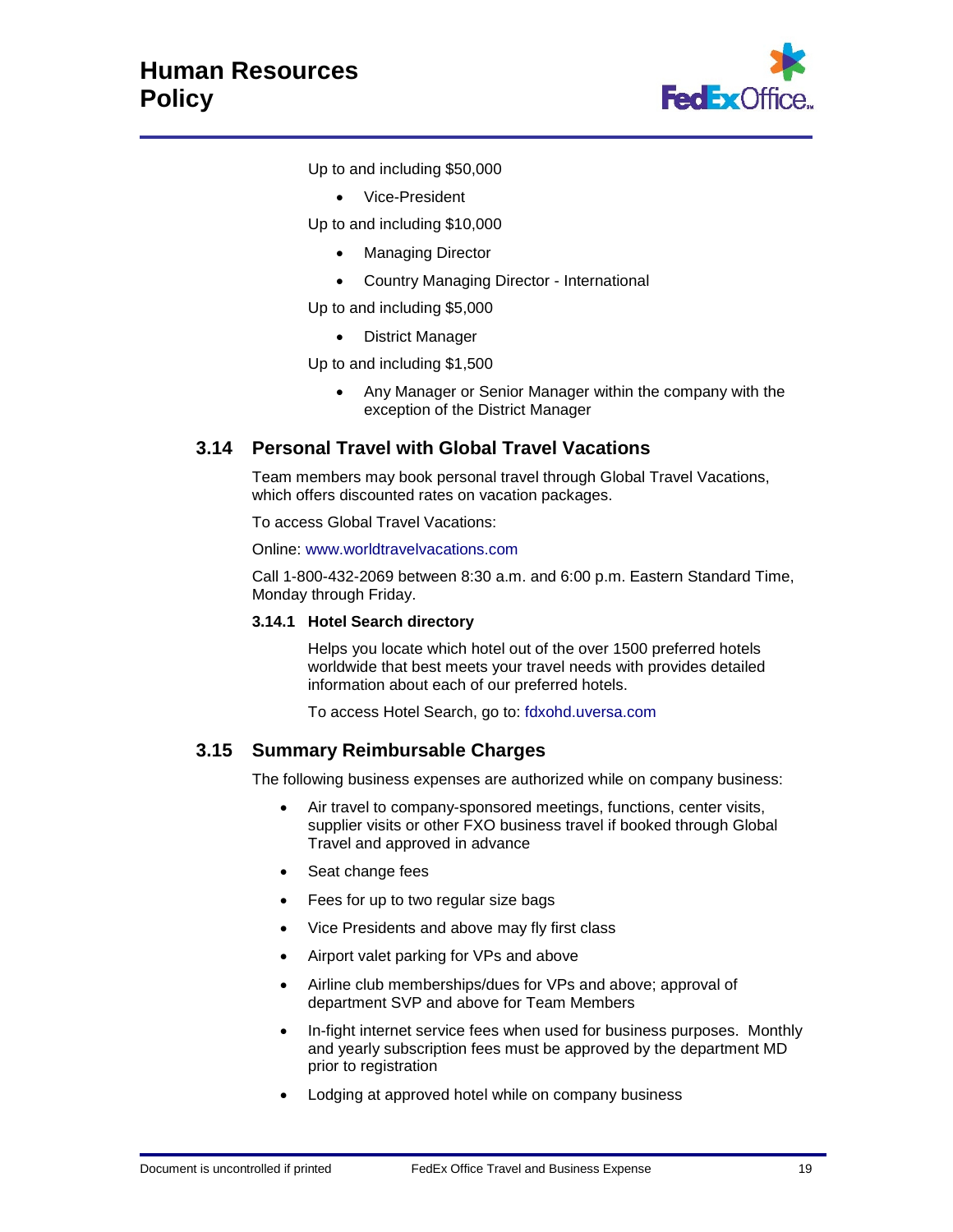Up to and including $50,000

- Vice-President

Up to and including $10,000

- Managing Director
- Country Managing Director - International

Up to and including $5,000

- District Manager

Up to and including $1,500

- Any Manager or Senior Manager within the company with the exception of the District Manager

## 3.14 Personal Travel with Global Travel Vacations

Team members may book personal travel through Global Travel Vacations, which offers discounted rates on vacation packages.

To access Global Travel Vacations:

Online: www.worldtravelvacations.com

Call 1-800-432-2069 between 8:30 a.m. and 6:00 p.m. Eastern Standard Time, Monday through Friday.

### 3.14.1 Hotel Search directory

Helps you locate which hotel out of the over 1500 preferred hotels worldwide that best meets your travel needs with provides detailed information about each of our preferred hotels.

To access Hotel Search, go to: fdxohd.uversa.com

## 3.15 Summary Reimbursable Charges

The following business expenses are authorized while on company business:

- Air travel to company-sponsored meetings, functions, center visits, supplier visits or other FXO business travel if booked through Global Travel and approved in advance
- Seat change fees
- Fees for up to two regular size bags
- Vice Presidents and above may fly first class
- Airport valet parking for VPs and above
- Airline club memberships/dues for VPs and above; approval of department SVP and above for Team Members
- In-fight internet service fees when used for business purposes. Monthly and yearly subscription fees must be approved by the department MD prior to registration
- Lodging at approved hotel while on company business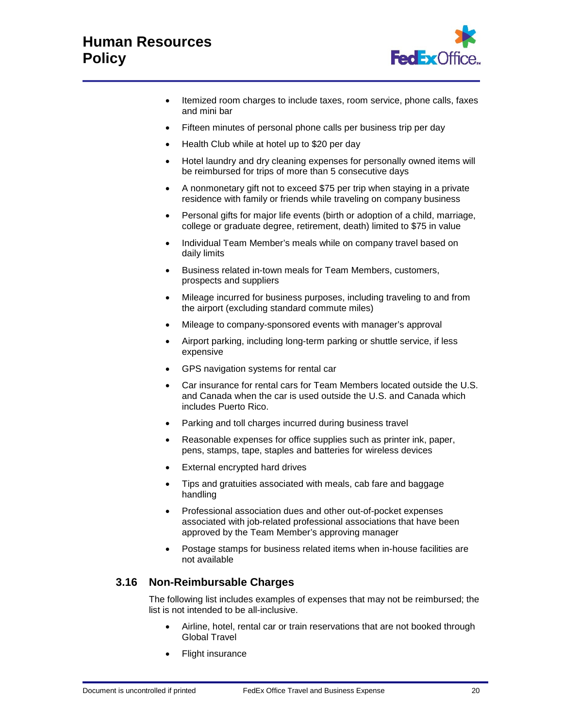- Itemized room charges to include taxes, room service, phone calls, faxes and mini bar
- Fifteen minutes of personal phone calls per business trip per day
- Health Club while at hotel up to $20 per day
- Hotel laundry and dry cleaning expenses for personally owned items will be reimbursed for trips of more than 5 consecutive days
- A nonmonetary gift not to exceed $75 per trip when staying in a private residence with family or friends while traveling on company business
- Personal gifts for major life events (birth or adoption of a child, marriage, college or graduate degree, retirement, death) limited to $75 in value
- Individual Team Member's meals while on company travel based on daily limits
- Business related in-town meals for Team Members, customers, prospects and suppliers
- Mileage incurred for business purposes, including traveling to and from the airport (excluding standard commute miles)
- Mileage to company-sponsored events with manager's approval
- Airport parking, including long-term parking or shuttle service, if less expensive
- GPS navigation systems for rental car
- Car insurance for rental cars for Team Members located outside the U.S. and Canada when the car is used outside the U.S. and Canada which includes Puerto Rico.
- Parking and toll charges incurred during business travel
- Reasonable expenses for office supplies such as printer ink, paper, pens, stamps, tape, staples and batteries for wireless devices
- External encrypted hard drives
- Tips and gratuities associated with meals, cab fare and baggage handling
- Professional association dues and other out-of-pocket expenses associated with job-related professional associations that have been approved by the Team Member's approving manager
- Postage stamps for business related items when in-house facilities are not available

## 3.16 Non-Reimbursable Charges

The following list includes examples of expenses that may not be reimbursed; the list is not intended to be all-inclusive.

- Airline, hotel, rental car or train reservations that are not booked through Global Travel
- Flight insurance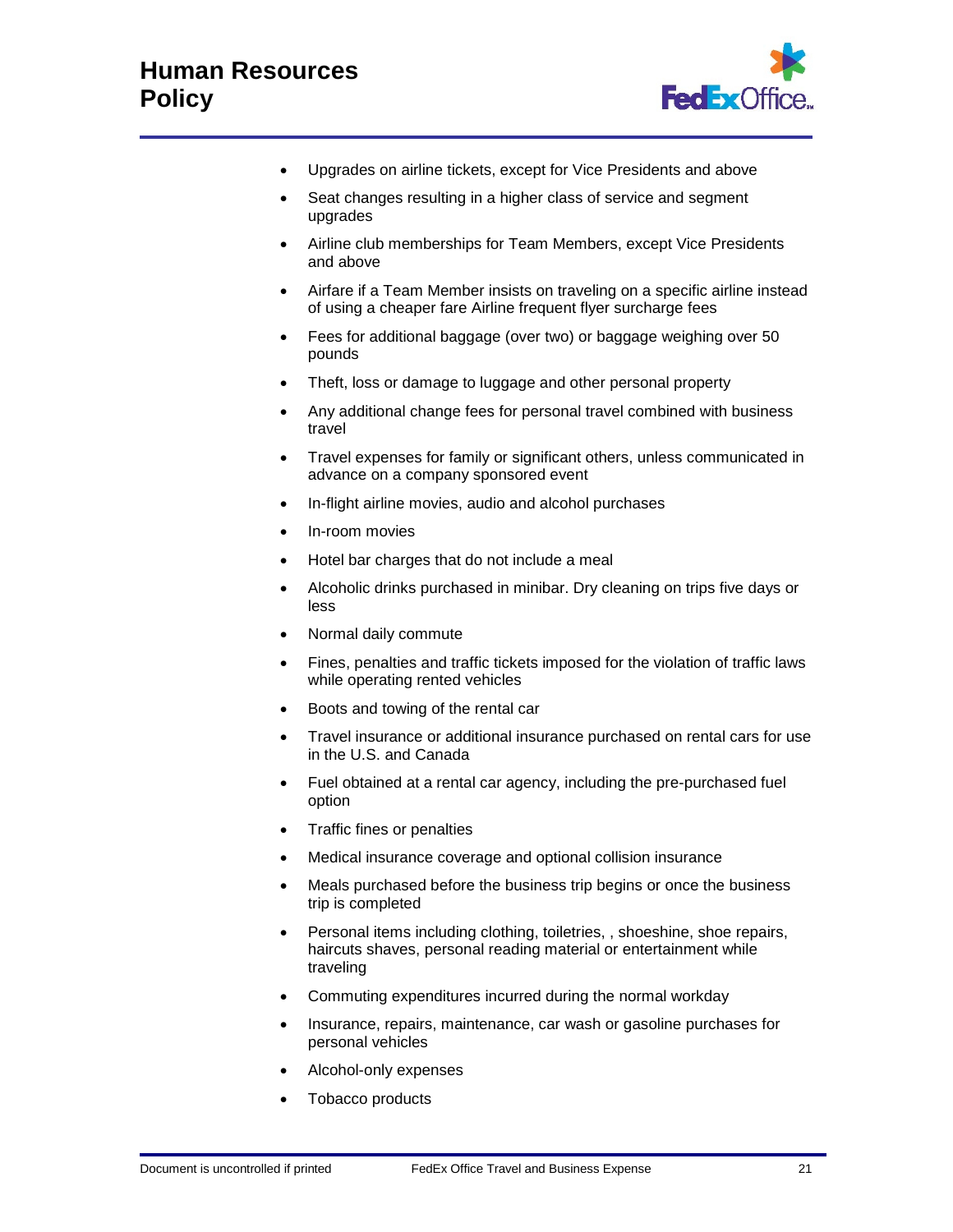- Upgrades on airline tickets, except for Vice Presidents and above
- Seat changes resulting in a higher class of service and segment upgrades
- Airline club memberships for Team Members, except Vice Presidents and above
- Airfare if a Team Member insists on traveling on a specific airline instead of using a cheaper fare Airline frequent flyer surcharge fees
- Fees for additional baggage (over two) or baggage weighing over 50 pounds
- Theft, loss or damage to luggage and other personal property
- Any additional change fees for personal travel combined with business travel
- Travel expenses for family or significant others, unless communicated in advance on a company sponsored event
- In-flight airline movies, audio and alcohol purchases
- In-room movies
- Hotel bar charges that do not include a meal
- Alcoholic drinks purchased in minibar. Dry cleaning on trips five days or less
- Normal daily commute
- Fines, penalties and traffic tickets imposed for the violation of traffic laws while operating rented vehicles
- Boots and towing of the rental car
- Travel insurance or additional insurance purchased on rental cars for use in the U.S. and Canada
- Fuel obtained at a rental car agency, including the pre-purchased fuel option
- Traffic fines or penalties
- Medical insurance coverage and optional collision insurance
- Meals purchased before the business trip begins or once the business trip is completed
- Personal items including clothing, toiletries, , shoeshine, shoe repairs, haircuts shaves, personal reading material or entertainment while traveling
- Commuting expenditures incurred during the normal workday
- Insurance, repairs, maintenance, car wash or gasoline purchases for personal vehicles
- Alcohol-only expenses
- Tobacco products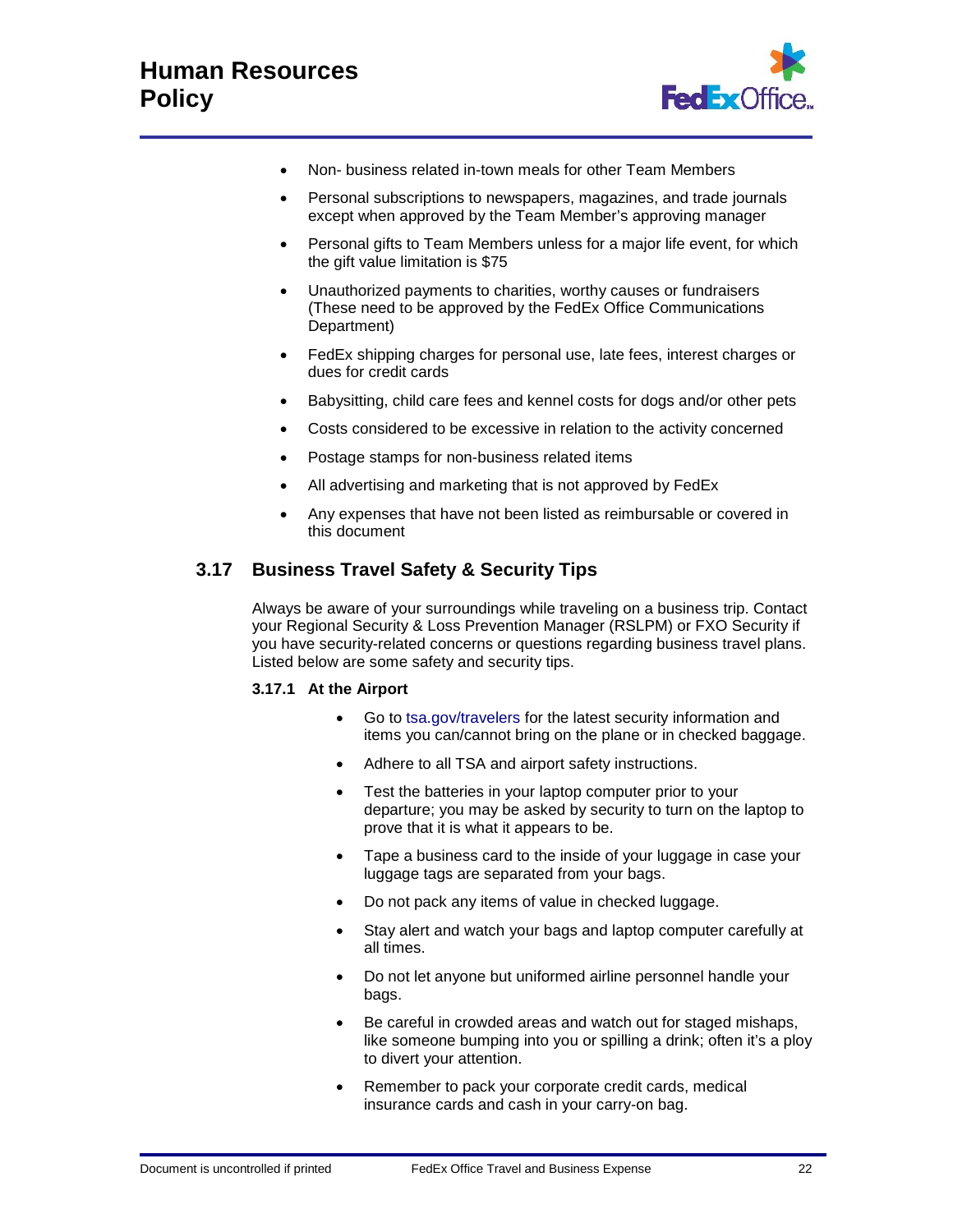- Non- business related in-town meals for other Team Members
- Personal subscriptions to newspapers, magazines, and trade journals except when approved by the Team Member's approving manager
- Personal gifts to Team Members unless for a major life event, for which the gift value limitation is $75
- Unauthorized payments to charities, worthy causes or fundraisers (These need to be approved by the FedEx Office Communications Department)
- FedEx shipping charges for personal use, late fees, interest charges or dues for credit cards
- Babysitting, child care fees and kennel costs for dogs and/or other pets
- Costs considered to be excessive in relation to the activity concerned
- Postage stamps for non-business related items
- All advertising and marketing that is not approved by FedEx
- Any expenses that have not been listed as reimbursable or covered in this document

## 3.17 Business Travel Safety & Security Tips

Always be aware of your surroundings while traveling on a business trip. Contact your Regional Security & Loss Prevention Manager (RSLPM) or FXO Security if you have security-related concerns or questions regarding business travel plans. Listed below are some safety and security tips.

### 3.17.1 At the Airport

- Go to tsa.gov/travelers for the latest security information and items you can/cannot bring on the plane or in checked baggage.
- Adhere to all TSA and airport safety instructions.
- Test the batteries in your laptop computer prior to your departure; you may be asked by security to turn on the laptop to prove that it is what it appears to be.
- Tape a business card to the inside of your luggage in case your luggage tags are separated from your bags.
- Do not pack any items of value in checked luggage.
- Stay alert and watch your bags and laptop computer carefully at all times.
- Do not let anyone but uniformed airline personnel handle your bags.
- Be careful in crowded areas and watch out for staged mishaps, like someone bumping into you or spilling a drink; often it's a ploy to divert your attention.
- Remember to pack your corporate credit cards, medical insurance cards and cash in your carry-on bag.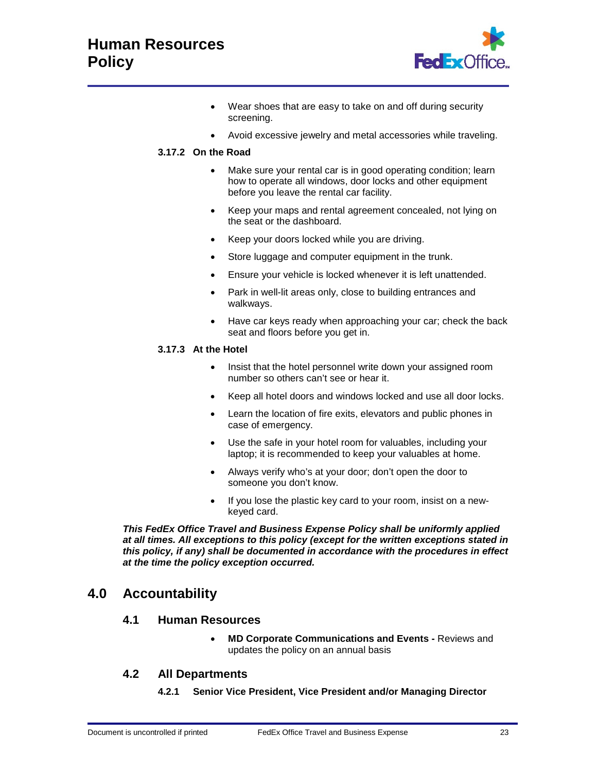- Wear shoes that are easy to take on and off during security screening.
- Avoid excessive jewelry and metal accessories while traveling.

#### 3.17.2 On the Road

- Make sure your rental car is in good operating condition; learn how to operate all windows, door locks and other equipment before you leave the rental car facility.
- Keep your maps and rental agreement concealed, not lying on the seat or the dashboard.
- Keep your doors locked while you are driving.
- Store luggage and computer equipment in the trunk.
- Ensure your vehicle is locked whenever it is left unattended.
- Park in well-lit areas only, close to building entrances and walkways.
- Have car keys ready when approaching your car; check the back seat and floors before you get in.

#### 3.17.3 At the Hotel

- Insist that the hotel personnel write down your assigned room number so others can't see or hear it.
- Keep all hotel doors and windows locked and use all door locks.
- Learn the location of fire exits, elevators and public phones in case of emergency.
- Use the safe in your hotel room for valuables, including your laptop; it is recommended to keep your valuables at home.
- Always verify who's at your door; don't open the door to someone you don't know.
- If you lose the plastic key card to your room, insist on a new-keyed card.

***This FedEx Office Travel and Business Expense Policy shall be uniformly applied at all times. All exceptions to this policy (except for the written exceptions stated in this policy, if any) shall be documented in accordance with the procedures in effect at the time the policy exception occurred.***

# 4.0 Accountability

## 4.1 Human Resources

- **MD Corporate Communications and Events -** Reviews and updates the policy on an annual basis

## 4.2 All Departments

#### 4.2.1 Senior Vice President, Vice President and/or Managing Director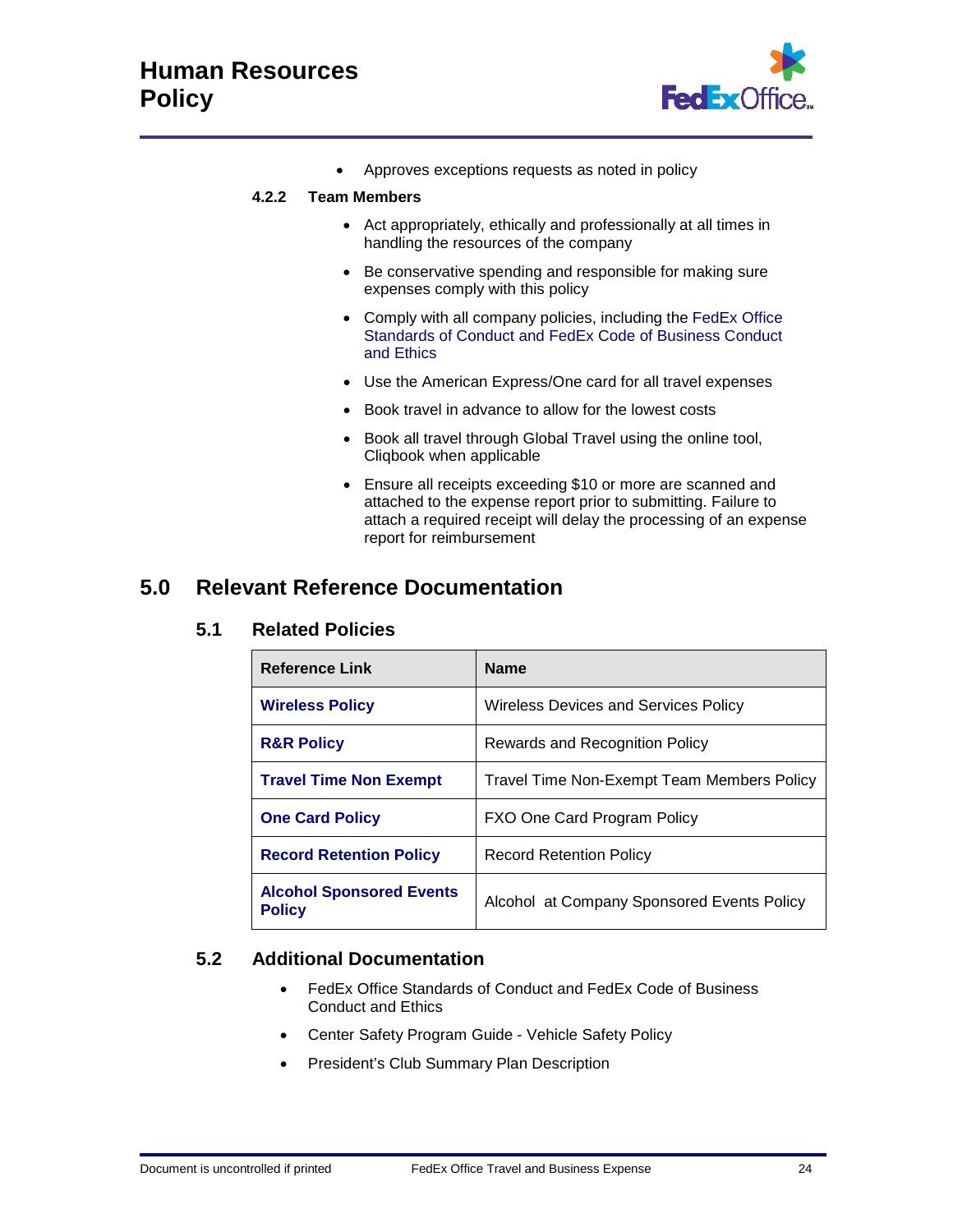- Approves exceptions requests as noted in policy

#### 4.2.2 Team Members

- Act appropriately, ethically and professionally at all times in handling the resources of the company
- Be conservative spending and responsible for making sure expenses comply with this policy
- Comply with all company policies, including the FedEx Office Standards of Conduct and FedEx Code of Business Conduct and Ethics
- Use the American Express/One card for all travel expenses
- Book travel in advance to allow for the lowest costs
- Book all travel through Global Travel using the online tool, Cliqbook when applicable
- Ensure all receipts exceeding $10 or more are scanned and attached to the expense report prior to submitting. Failure to attach a required receipt will delay the processing of an expense report for reimbursement

## 5.0 Relevant Reference Documentation

### 5.1 Related Policies

| Reference Link | Name |
|---|---|
| **Wireless Policy** | Wireless Devices and Services Policy |
| **R&R Policy** | Rewards and Recognition Policy |
| **Travel Time Non Exempt** | Travel Time Non-Exempt Team Members Policy |
| **One Card Policy** | FXO One Card Program Policy |
| **Record Retention Policy** | Record Retention Policy |
| **Alcohol Sponsored Events Policy** | Alcohol at Company Sponsored Events Policy |

### 5.2 Additional Documentation

- FedEx Office Standards of Conduct and FedEx Code of Business Conduct and Ethics
- Center Safety Program Guide - Vehicle Safety Policy
- President's Club Summary Plan Description